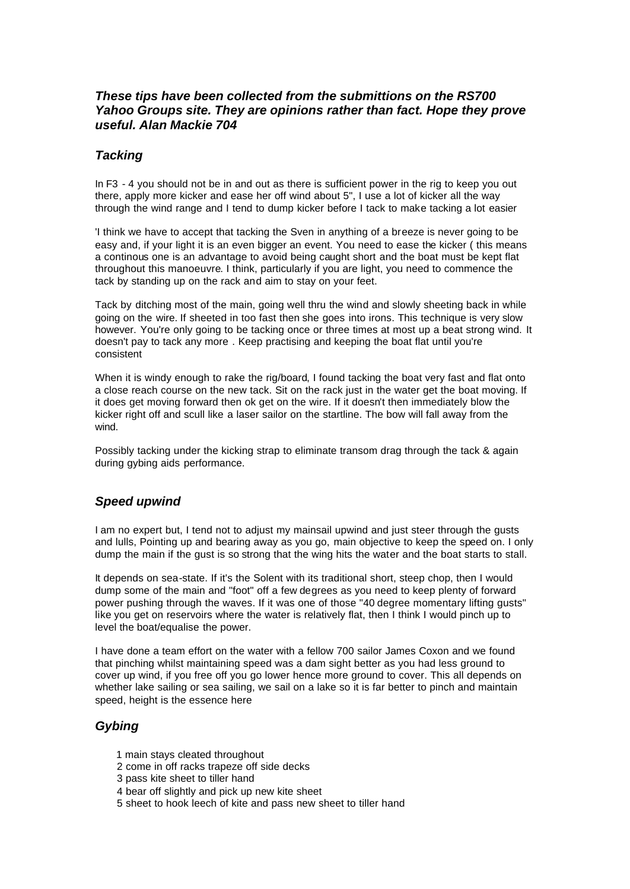***These tips have been collected from the submittions on the RS700 Yahoo Groups site. They are opinions rather than fact. Hope they prove useful. Alan Mackie 704***

## *Tacking*

In F3 - 4 you should not be in and out as there is sufficient power in the rig to keep you out there, apply more kicker and ease her off wind about 5", I use a lot of kicker all the way through the wind range and I tend to dump kicker before I tack to make tacking a lot easier

'I think we have to accept that tacking the Sven in anything of a breeze is never going to be easy and, if your light it is an even bigger an event. You need to ease the kicker ( this means a continous one is an advantage to avoid being caught short and the boat must be kept flat throughout this manoeuvre. I think, particularly if you are light, you need to commence the tack by standing up on the rack and aim to stay on your feet.

Tack by ditching most of the main, going well thru the wind and slowly sheeting back in while going on the wire. If sheeted in too fast then she goes into irons. This technique is very slow however. You're only going to be tacking once or three times at most up a beat strong wind. It doesn't pay to tack any more . Keep practising and keeping the boat flat until you're consistent

When it is windy enough to rake the rig/board, I found tacking the boat very fast and flat onto a close reach course on the new tack. Sit on the rack just in the water get the boat moving. If it does get moving forward then ok get on the wire. If it doesn't then immediately blow the kicker right off and scull like a laser sailor on the startline. The bow will fall away from the wind.

Possibly tacking under the kicking strap to eliminate transom drag through the tack & again during gybing aids performance.

## *Speed upwind*

I am no expert but, I tend not to adjust my mainsail upwind and just steer through the gusts and lulls, Pointing up and bearing away as you go, main objective to keep the speed on. I only dump the main if the gust is so strong that the wing hits the water and the boat starts to stall.

It depends on sea-state. If it's the Solent with its traditional short, steep chop, then I would dump some of the main and "foot" off a few degrees as you need to keep plenty of forward power pushing through the waves. If it was one of those "40 degree momentary lifting gusts" like you get on reservoirs where the water is relatively flat, then I think I would pinch up to level the boat/equalise the power.

I have done a team effort on the water with a fellow 700 sailor James Coxon and we found that pinching whilst maintaining speed was a dam sight better as you had less ground to cover up wind, if you free off you go lower hence more ground to cover. This all depends on whether lake sailing or sea sailing, we sail on a lake so it is far better to pinch and maintain speed, height is the essence here

## *Gybing*

1 main stays cleated throughout
2 come in off racks trapeze off side decks
3 pass kite sheet to tiller hand
4 bear off slightly and pick up new kite sheet
5 sheet to hook leech of kite and pass new sheet to tiller hand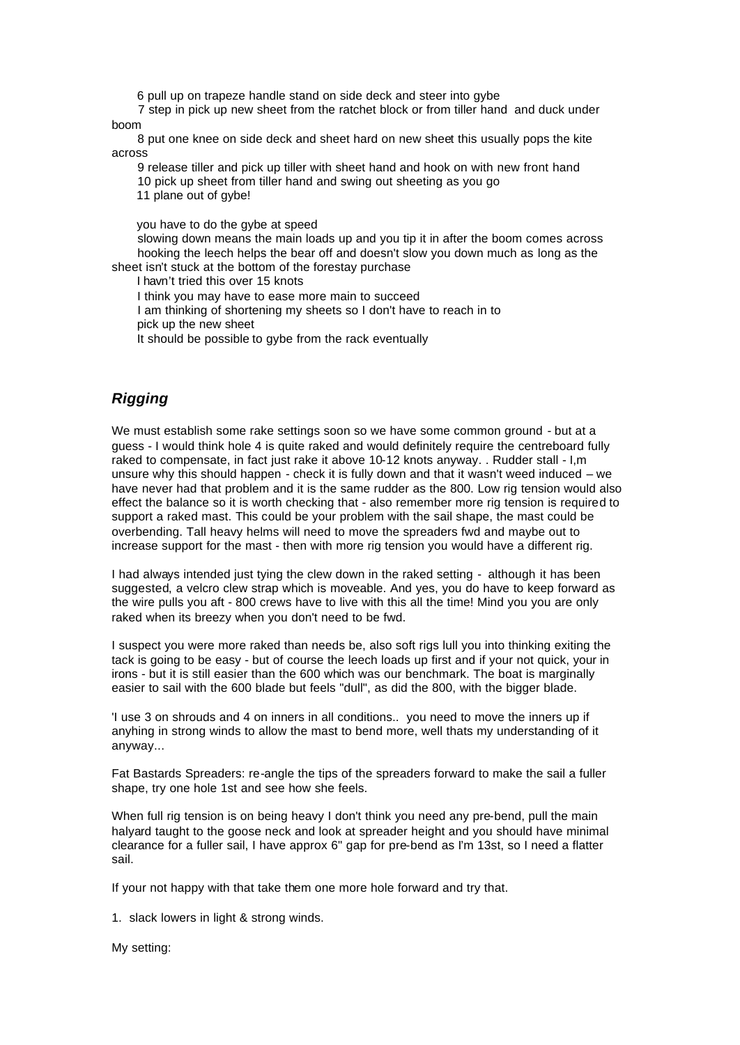6 pull up on trapeze handle stand on side deck and steer into gybe

7 step in pick up new sheet from the ratchet block or from tiller hand and duck under boom

8 put one knee on side deck and sheet hard on new sheet this usually pops the kite across

9 release tiller and pick up tiller with sheet hand and hook on with new front hand

10 pick up sheet from tiller hand and swing out sheeting as you go

11 plane out of gybe!

you have to do the gybe at speed

slowing down means the main loads up and you tip it in after the boom comes across

hooking the leech helps the bear off and doesn't slow you down much as long as the sheet isn't stuck at the bottom of the forestay purchase

I havn't tried this over 15 knots

I think you may have to ease more main to succeed

I am thinking of shortening my sheets so I don't have to reach in to pick up the new sheet

It should be possible to gybe from the rack eventually

## *Rigging*

We must establish some rake settings soon so we have some common ground - but at a guess - I would think hole 4 is quite raked and would definitely require the centreboard fully raked to compensate, in fact just rake it above 10-12 knots anyway. . Rudder stall - I,m unsure why this should happen - check it is fully down and that it wasn't weed induced – we have never had that problem and it is the same rudder as the 800. Low rig tension would also effect the balance so it is worth checking that - also remember more rig tension is required to support a raked mast. This could be your problem with the sail shape, the mast could be overbending. Tall heavy helms will need to move the spreaders fwd and maybe out to increase support for the mast - then with more rig tension you would have a different rig.

I had always intended just tying the clew down in the raked setting - although it has been suggested, a velcro clew strap which is moveable. And yes, you do have to keep forward as the wire pulls you aft - 800 crews have to live with this all the time! Mind you you are only raked when its breezy when you don't need to be fwd.

I suspect you were more raked than needs be, also soft rigs lull you into thinking exiting the tack is going to be easy - but of course the leech loads up first and if your not quick, your in irons - but it is still easier than the 600 which was our benchmark. The boat is marginally easier to sail with the 600 blade but feels "dull", as did the 800, with the bigger blade.

'I use 3 on shrouds and 4 on inners in all conditions.. you need to move the inners up if anyhing in strong winds to allow the mast to bend more, well thats my understanding of it anyway...

Fat Bastards Spreaders: re-angle the tips of the spreaders forward to make the sail a fuller shape, try one hole 1st and see how she feels.

When full rig tension is on being heavy I don't think you need any pre-bend, pull the main halyard taught to the goose neck and look at spreader height and you should have minimal clearance for a fuller sail, I have approx 6" gap for pre-bend as I'm 13st, so I need a flatter sail.

If your not happy with that take them one more hole forward and try that.

1. slack lowers in light & strong winds.

My setting: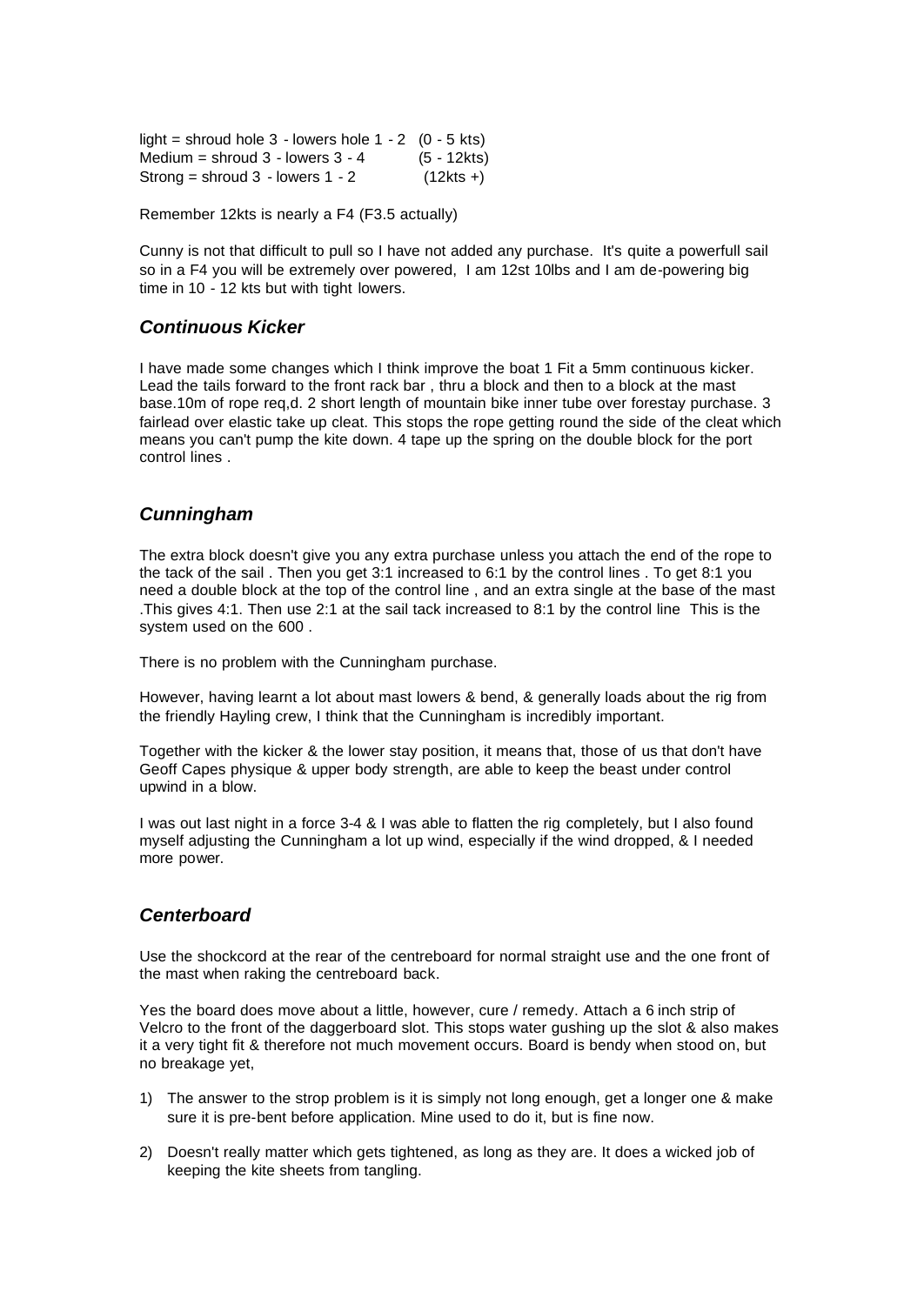light = shroud hole 3 - lowers hole 1 - 2 (0 - 5 kts)
Medium = shroud 3 - lowers 3 - 4 (5 - 12kts)
Strong = shroud 3 - lowers 1 - 2 (12kts +)

Remember 12kts is nearly a F4 (F3.5 actually)

Cunny is not that difficult to pull so I have not added any purchase. It's quite a powerfull sail so in a F4 you will be extremely over powered, I am 12st 10lbs and I am de-powering big time in 10 - 12 kts but with tight lowers.

### *Continuous Kicker*

I have made some changes which I think improve the boat 1 Fit a 5mm continuous kicker. Lead the tails forward to the front rack bar , thru a block and then to a block at the mast base.10m of rope req,d. 2 short length of mountain bike inner tube over forestay purchase. 3 fairlead over elastic take up cleat. This stops the rope getting round the side of the cleat which means you can't pump the kite down. 4 tape up the spring on the double block for the port control lines .

### *Cunningham*

The extra block doesn't give you any extra purchase unless you attach the end of the rope to the tack of the sail . Then you get 3:1 increased to 6:1 by the control lines . To get 8:1 you need a double block at the top of the control line , and an extra single at the base of the mast .This gives 4:1. Then use 2:1 at the sail tack increased to 8:1 by the control line This is the system used on the 600 .

There is no problem with the Cunningham purchase.

However, having learnt a lot about mast lowers & bend, & generally loads about the rig from the friendly Hayling crew, I think that the Cunningham is incredibly important.

Together with the kicker & the lower stay position, it means that, those of us that don't have Geoff Capes physique & upper body strength, are able to keep the beast under control upwind in a blow.

I was out last night in a force 3-4 & I was able to flatten the rig completely, but I also found myself adjusting the Cunningham a lot up wind, especially if the wind dropped, & I needed more power.

### *Centerboard*

Use the shockcord at the rear of the centreboard for normal straight use and the one front of the mast when raking the centreboard back.

Yes the board does move about a little, however, cure / remedy. Attach a 6 inch strip of Velcro to the front of the daggerboard slot. This stops water gushing up the slot & also makes it a very tight fit & therefore not much movement occurs. Board is bendy when stood on, but no breakage yet,

1) The answer to the strop problem is it is simply not long enough, get a longer one & make sure it is pre-bent before application. Mine used to do it, but is fine now.
2) Doesn't really matter which gets tightened, as long as they are. It does a wicked job of keeping the kite sheets from tangling.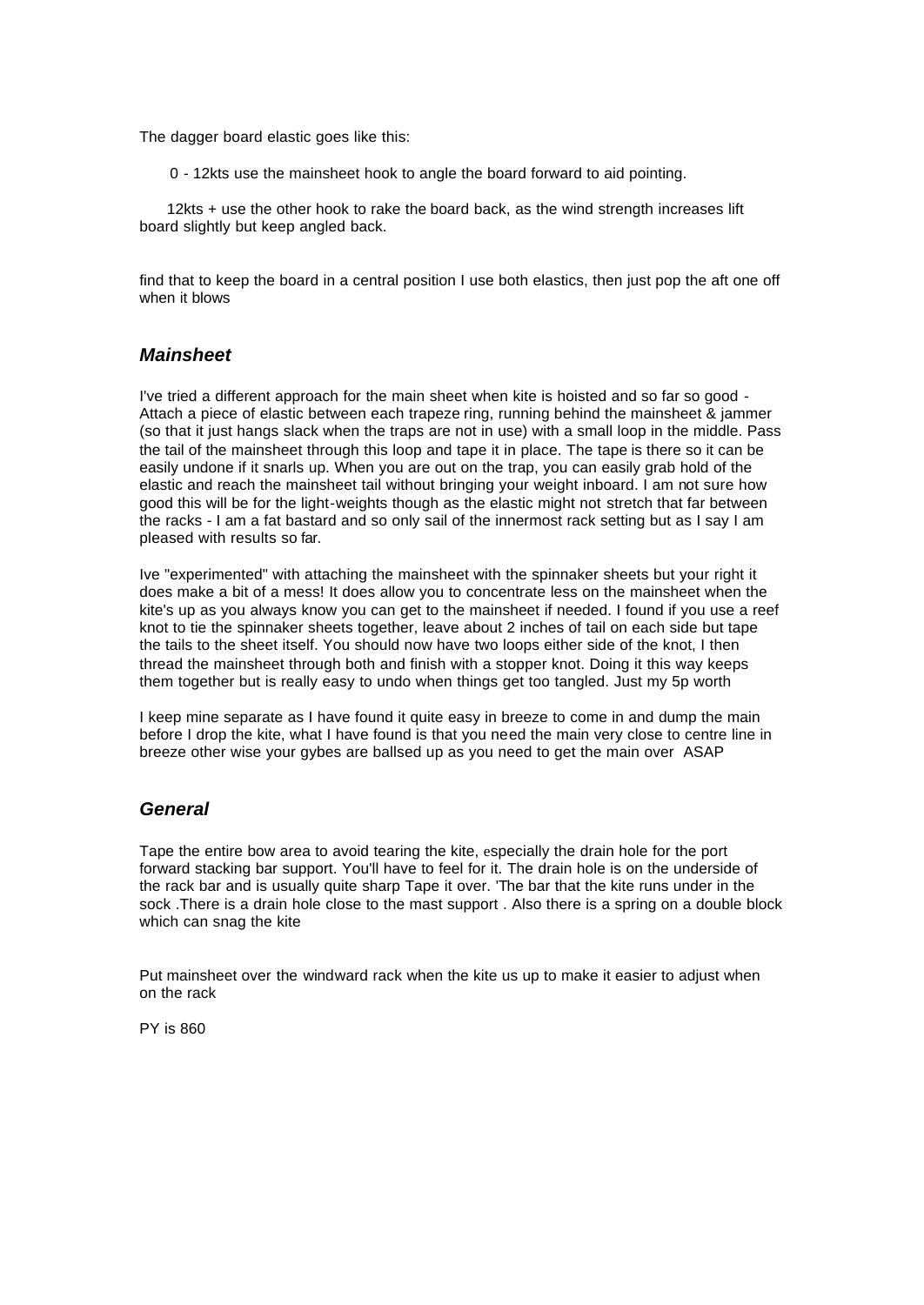The dagger board elastic goes like this:

0 - 12kts use the mainsheet hook to angle the board forward to aid pointing.

12kts + use the other hook to rake the board back, as the wind strength increases lift board slightly but keep angled back.

find that to keep the board in a central position I use both elastics, then just pop the aft one off when it blows

### *Mainsheet*

I've tried a different approach for the main sheet when kite is hoisted and so far so good - Attach a piece of elastic between each trapeze ring, running behind the mainsheet & jammer (so that it just hangs slack when the traps are not in use) with a small loop in the middle. Pass the tail of the mainsheet through this loop and tape it in place. The tape is there so it can be easily undone if it snarls up. When you are out on the trap, you can easily grab hold of the elastic and reach the mainsheet tail without bringing your weight inboard. I am not sure how good this will be for the light-weights though as the elastic might not stretch that far between the racks - I am a fat bastard and so only sail of the innermost rack setting but as I say I am pleased with results so far.

Ive "experimented" with attaching the mainsheet with the spinnaker sheets but your right it does make a bit of a mess! It does allow you to concentrate less on the mainsheet when the kite's up as you always know you can get to the mainsheet if needed. I found if you use a reef knot to tie the spinnaker sheets together, leave about 2 inches of tail on each side but tape the tails to the sheet itself. You should now have two loops either side of the knot, I then thread the mainsheet through both and finish with a stopper knot. Doing it this way keeps them together but is really easy to undo when things get too tangled. Just my 5p worth

I keep mine separate as I have found it quite easy in breeze to come in and dump the main before I drop the kite, what I have found is that you need the main very close to centre line in breeze other wise your gybes are ballsed up as you need to get the main over ASAP

### *General*

Tape the entire bow area to avoid tearing the kite, especially the drain hole for the port forward stacking bar support. You'll have to feel for it. The drain hole is on the underside of the rack bar and is usually quite sharp Tape it over. 'The bar that the kite runs under in the sock .There is a drain hole close to the mast support . Also there is a spring on a double block which can snag the kite

Put mainsheet over the windward rack when the kite us up to make it easier to adjust when on the rack

PY is 860